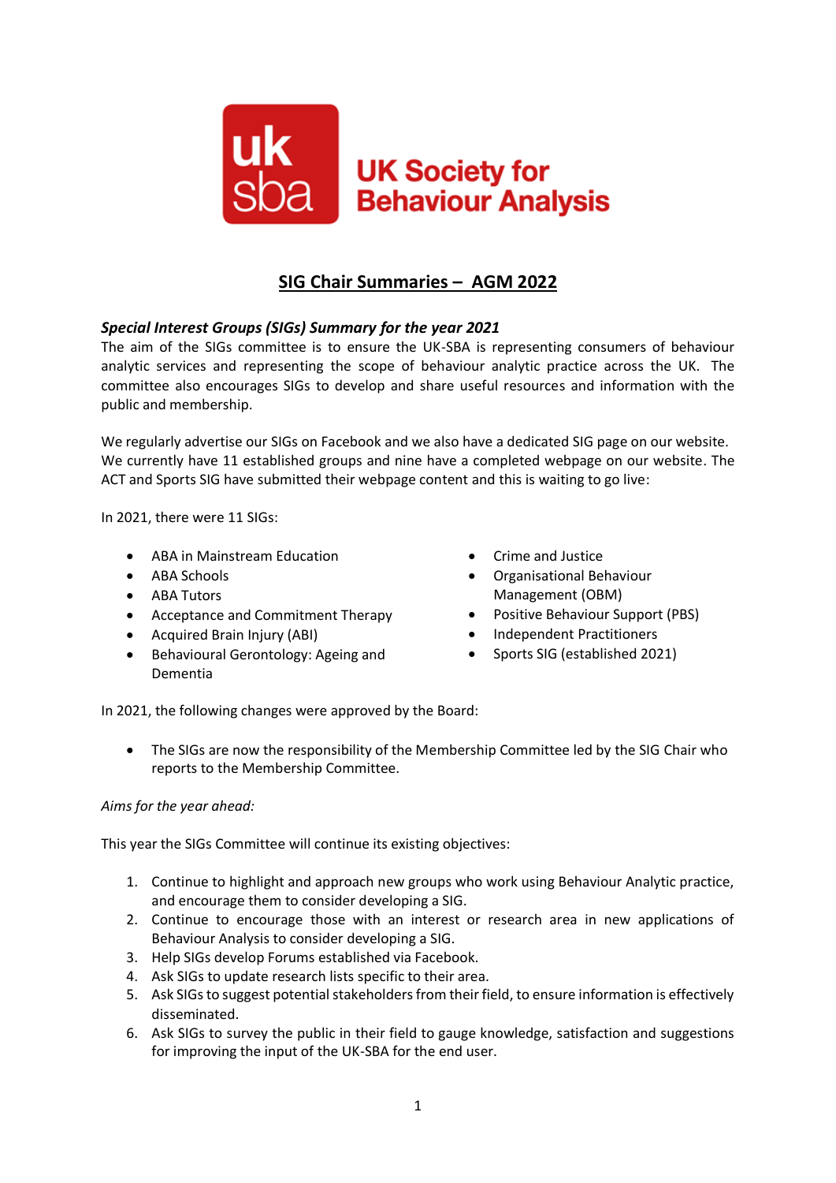UK Society for Behaviour Analysis

# SIG Chair Summaries – AGM 2022

### *Special Interest Groups (SIGs) Summary for the year 2021*

The aim of the SIGs committee is to ensure the UK-SBA is representing consumers of behaviour analytic services and representing the scope of behaviour analytic practice across the UK. The committee also encourages SIGs to develop and share useful resources and information with the public and membership.

We regularly advertise our SIGs on Facebook and we also have a dedicated SIG page on our website. We currently have 11 established groups and nine have a completed webpage on our website. The ACT and Sports SIG have submitted their webpage content and this is waiting to go live:

In 2021, there were 11 SIGs:

- ABA in Mainstream Education
- ABA Schools
- ABA Tutors
- Acceptance and Commitment Therapy
- Acquired Brain Injury (ABI)
- Behavioural Gerontology: Ageing and Dementia
- Crime and Justice
- Organisational Behaviour Management (OBM)
- Positive Behaviour Support (PBS)
- Independent Practitioners
- Sports SIG (established 2021)

In 2021, the following changes were approved by the Board:

- The SIGs are now the responsibility of the Membership Committee led by the SIG Chair who reports to the Membership Committee.

*Aims for the year ahead:*

This year the SIGs Committee will continue its existing objectives:

1. Continue to highlight and approach new groups who work using Behaviour Analytic practice, and encourage them to consider developing a SIG.
2. Continue to encourage those with an interest or research area in new applications of Behaviour Analysis to consider developing a SIG.
3. Help SIGs develop Forums established via Facebook.
4. Ask SIGs to update research lists specific to their area.
5. Ask SIGs to suggest potential stakeholders from their field, to ensure information is effectively disseminated.
6. Ask SIGs to survey the public in their field to gauge knowledge, satisfaction and suggestions for improving the input of the UK-SBA for the end user.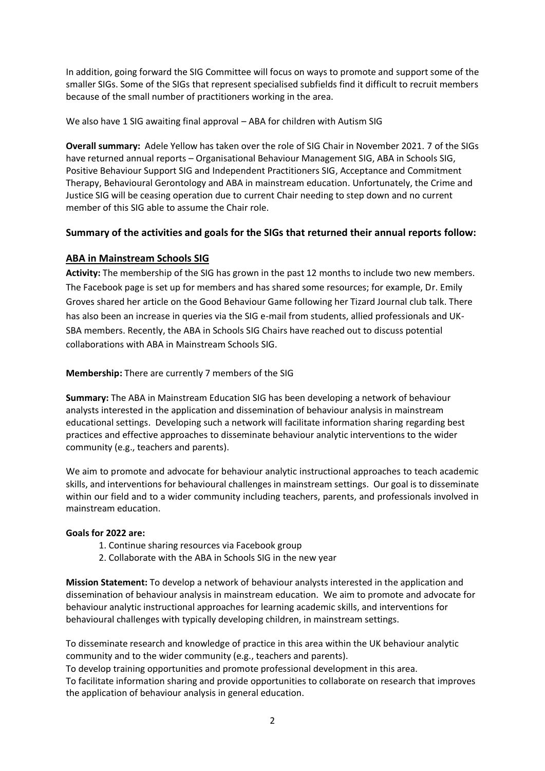In addition, going forward the SIG Committee will focus on ways to promote and support some of the smaller SIGs. Some of the SIGs that represent specialised subfields find it difficult to recruit members because of the small number of practitioners working in the area.

We also have 1 SIG awaiting final approval – ABA for children with Autism SIG

**Overall summary:** Adele Yellow has taken over the role of SIG Chair in November 2021. 7 of the SIGs have returned annual reports – Organisational Behaviour Management SIG, ABA in Schools SIG, Positive Behaviour Support SIG and Independent Practitioners SIG, Acceptance and Commitment Therapy, Behavioural Gerontology and ABA in mainstream education. Unfortunately, the Crime and Justice SIG will be ceasing operation due to current Chair needing to step down and no current member of this SIG able to assume the Chair role.

## Summary of the activities and goals for the SIGs that returned their annual reports follow:

### ABA in Mainstream Schools SIG

**Activity:** The membership of the SIG has grown in the past 12 months to include two new members. The Facebook page is set up for members and has shared some resources; for example, Dr. Emily Groves shared her article on the Good Behaviour Game following her Tizard Journal club talk. There has also been an increase in queries via the SIG e-mail from students, allied professionals and UK-SBA members. Recently, the ABA in Schools SIG Chairs have reached out to discuss potential collaborations with ABA in Mainstream Schools SIG.

**Membership:** There are currently 7 members of the SIG

**Summary:** The ABA in Mainstream Education SIG has been developing a network of behaviour analysts interested in the application and dissemination of behaviour analysis in mainstream educational settings. Developing such a network will facilitate information sharing regarding best practices and effective approaches to disseminate behaviour analytic interventions to the wider community (e.g., teachers and parents).

We aim to promote and advocate for behaviour analytic instructional approaches to teach academic skills, and interventions for behavioural challenges in mainstream settings. Our goal is to disseminate within our field and to a wider community including teachers, parents, and professionals involved in mainstream education.

**Goals for 2022 are:**

1. Continue sharing resources via Facebook group
2. Collaborate with the ABA in Schools SIG in the new year

**Mission Statement:** To develop a network of behaviour analysts interested in the application and dissemination of behaviour analysis in mainstream education. We aim to promote and advocate for behaviour analytic instructional approaches for learning academic skills, and interventions for behavioural challenges with typically developing children, in mainstream settings.

To disseminate research and knowledge of practice in this area within the UK behaviour analytic community and to the wider community (e.g., teachers and parents).

To develop training opportunities and promote professional development in this area.

To facilitate information sharing and provide opportunities to collaborate on research that improves the application of behaviour analysis in general education.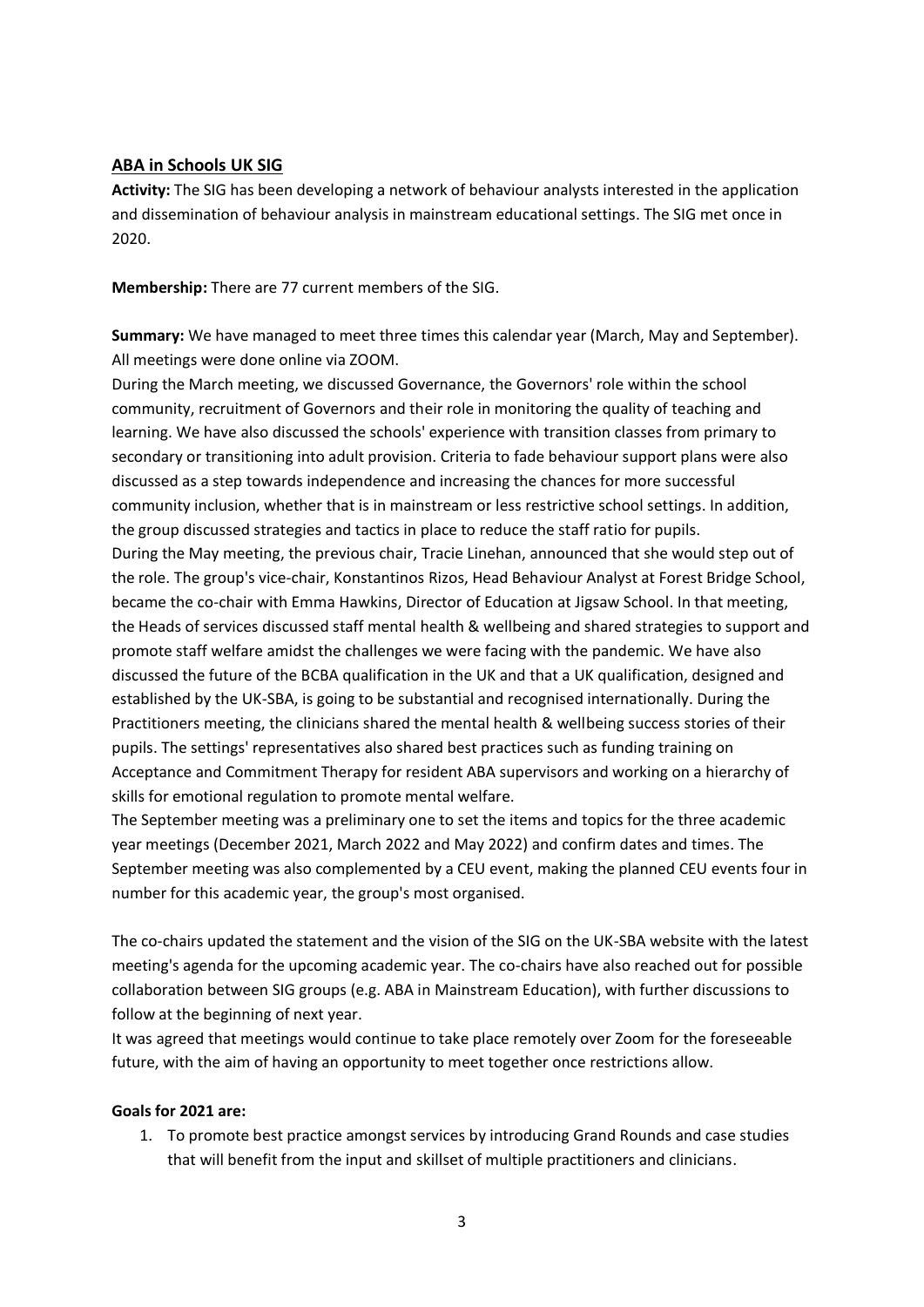## ABA in Schools UK SIG

**Activity:** The SIG has been developing a network of behaviour analysts interested in the application and dissemination of behaviour analysis in mainstream educational settings. The SIG met once in 2020.

**Membership:** There are 77 current members of the SIG.

**Summary:** We have managed to meet three times this calendar year (March, May and September). All meetings were done online via ZOOM.

During the March meeting, we discussed Governance, the Governors' role within the school community, recruitment of Governors and their role in monitoring the quality of teaching and learning. We have also discussed the schools' experience with transition classes from primary to secondary or transitioning into adult provision. Criteria to fade behaviour support plans were also discussed as a step towards independence and increasing the chances for more successful community inclusion, whether that is in mainstream or less restrictive school settings. In addition, the group discussed strategies and tactics in place to reduce the staff ratio for pupils.

During the May meeting, the previous chair, Tracie Linehan, announced that she would step out of the role. The group's vice-chair, Konstantinos Rizos, Head Behaviour Analyst at Forest Bridge School, became the co-chair with Emma Hawkins, Director of Education at Jigsaw School. In that meeting, the Heads of services discussed staff mental health & wellbeing and shared strategies to support and promote staff welfare amidst the challenges we were facing with the pandemic. We have also discussed the future of the BCBA qualification in the UK and that a UK qualification, designed and established by the UK-SBA, is going to be substantial and recognised internationally. During the Practitioners meeting, the clinicians shared the mental health & wellbeing success stories of their pupils. The settings' representatives also shared best practices such as funding training on Acceptance and Commitment Therapy for resident ABA supervisors and working on a hierarchy of skills for emotional regulation to promote mental welfare.

The September meeting was a preliminary one to set the items and topics for the three academic year meetings (December 2021, March 2022 and May 2022) and confirm dates and times. The September meeting was also complemented by a CEU event, making the planned CEU events four in number for this academic year, the group's most organised.

The co-chairs updated the statement and the vision of the SIG on the UK-SBA website with the latest meeting's agenda for the upcoming academic year. The co-chairs have also reached out for possible collaboration between SIG groups (e.g. ABA in Mainstream Education), with further discussions to follow at the beginning of next year.

It was agreed that meetings would continue to take place remotely over Zoom for the foreseeable future, with the aim of having an opportunity to meet together once restrictions allow.

**Goals for 2021 are:**

1. To promote best practice amongst services by introducing Grand Rounds and case studies that will benefit from the input and skillset of multiple practitioners and clinicians.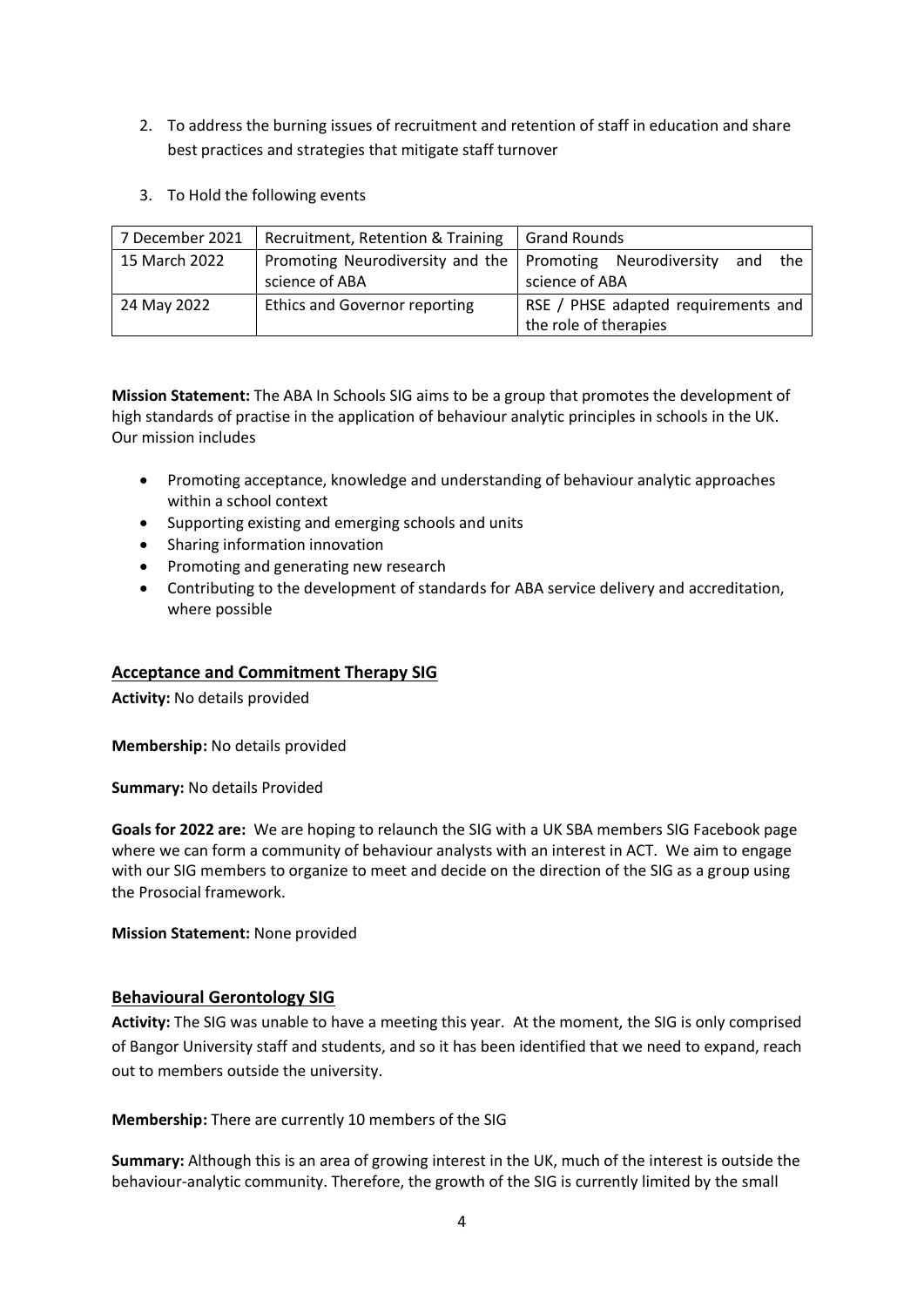2. To address the burning issues of recruitment and retention of staff in education and share best practices and strategies that mitigate staff turnover
3. To Hold the following events

| 7 December 2021 | Recruitment, Retention & Training | Grand Rounds |
|---|---|---|
| 15 March 2022 | Promoting Neurodiversity and the science of ABA | Promoting Neurodiversity and the science of ABA |
| 24 May 2022 | Ethics and Governor reporting | RSE / PHSE adapted requirements and the role of therapies |

**Mission Statement:** The ABA In Schools SIG aims to be a group that promotes the development of high standards of practise in the application of behaviour analytic principles in schools in the UK. Our mission includes

- Promoting acceptance, knowledge and understanding of behaviour analytic approaches within a school context
- Supporting existing and emerging schools and units
- Sharing information innovation
- Promoting and generating new research
- Contributing to the development of standards for ABA service delivery and accreditation, where possible

## Acceptance and Commitment Therapy SIG

**Activity:** No details provided

**Membership:** No details provided

**Summary:** No details Provided

**Goals for 2022 are:** We are hoping to relaunch the SIG with a UK SBA members SIG Facebook page where we can form a community of behaviour analysts with an interest in ACT. We aim to engage with our SIG members to organize to meet and decide on the direction of the SIG as a group using the Prosocial framework.

**Mission Statement:** None provided

## Behavioural Gerontology SIG

**Activity:** The SIG was unable to have a meeting this year. At the moment, the SIG is only comprised of Bangor University staff and students, and so it has been identified that we need to expand, reach out to members outside the university.

**Membership:** There are currently 10 members of the SIG

**Summary:** Although this is an area of growing interest in the UK, much of the interest is outside the behaviour-analytic community. Therefore, the growth of the SIG is currently limited by the small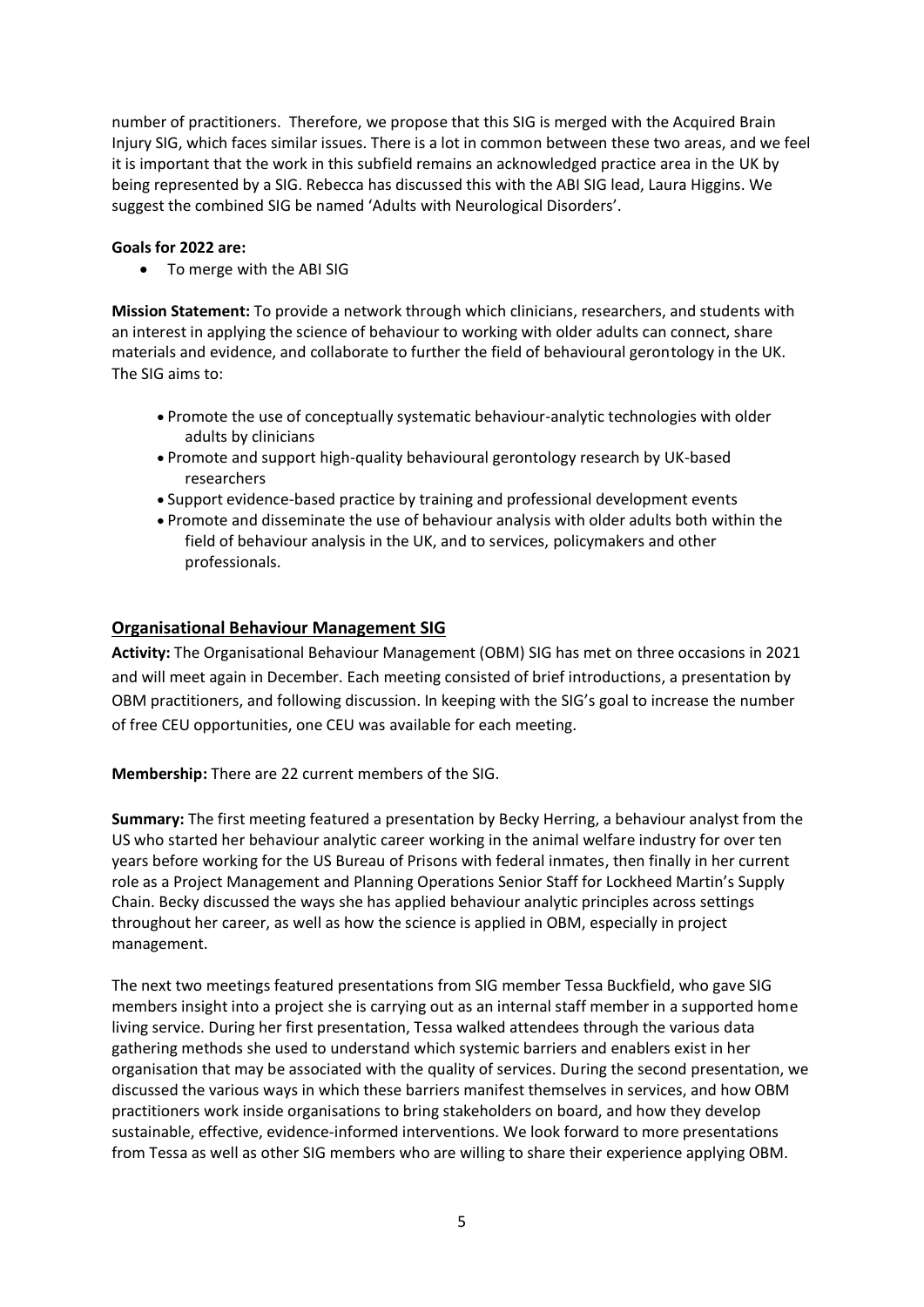number of practitioners. Therefore, we propose that this SIG is merged with the Acquired Brain Injury SIG, which faces similar issues. There is a lot in common between these two areas, and we feel it is important that the work in this subfield remains an acknowledged practice area in the UK by being represented by a SIG. Rebecca has discussed this with the ABI SIG lead, Laura Higgins. We suggest the combined SIG be named 'Adults with Neurological Disorders'.

**Goals for 2022 are:**

- To merge with the ABI SIG

**Mission Statement:** To provide a network through which clinicians, researchers, and students with an interest in applying the science of behaviour to working with older adults can connect, share materials and evidence, and collaborate to further the field of behavioural gerontology in the UK. The SIG aims to:

- Promote the use of conceptually systematic behaviour-analytic technologies with older adults by clinicians
- Promote and support high-quality behavioural gerontology research by UK-based researchers
- Support evidence-based practice by training and professional development events
- Promote and disseminate the use of behaviour analysis with older adults both within the field of behaviour analysis in the UK, and to services, policymakers and other professionals.

## Organisational Behaviour Management SIG

**Activity:** The Organisational Behaviour Management (OBM) SIG has met on three occasions in 2021 and will meet again in December. Each meeting consisted of brief introductions, a presentation by OBM practitioners, and following discussion. In keeping with the SIG's goal to increase the number of free CEU opportunities, one CEU was available for each meeting.

**Membership:** There are 22 current members of the SIG.

**Summary:** The first meeting featured a presentation by Becky Herring, a behaviour analyst from the US who started her behaviour analytic career working in the animal welfare industry for over ten years before working for the US Bureau of Prisons with federal inmates, then finally in her current role as a Project Management and Planning Operations Senior Staff for Lockheed Martin's Supply Chain. Becky discussed the ways she has applied behaviour analytic principles across settings throughout her career, as well as how the science is applied in OBM, especially in project management.

The next two meetings featured presentations from SIG member Tessa Buckfield, who gave SIG members insight into a project she is carrying out as an internal staff member in a supported home living service. During her first presentation, Tessa walked attendees through the various data gathering methods she used to understand which systemic barriers and enablers exist in her organisation that may be associated with the quality of services. During the second presentation, we discussed the various ways in which these barriers manifest themselves in services, and how OBM practitioners work inside organisations to bring stakeholders on board, and how they develop sustainable, effective, evidence-informed interventions. We look forward to more presentations from Tessa as well as other SIG members who are willing to share their experience applying OBM.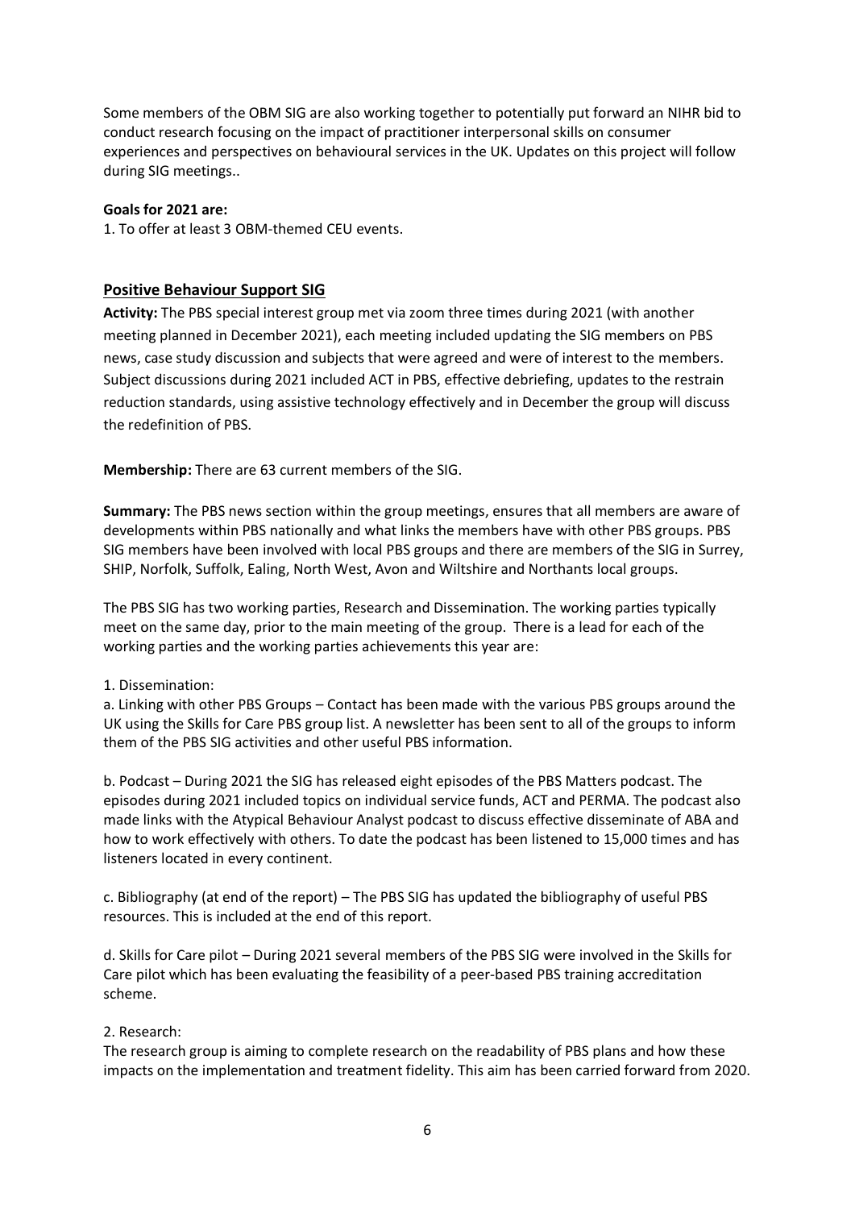Some members of the OBM SIG are also working together to potentially put forward an NIHR bid to conduct research focusing on the impact of practitioner interpersonal skills on consumer experiences and perspectives on behavioural services in the UK. Updates on this project will follow during SIG meetings..

**Goals for 2021 are:**

1. To offer at least 3 OBM-themed CEU events.

## Positive Behaviour Support SIG

**Activity:** The PBS special interest group met via zoom three times during 2021 (with another meeting planned in December 2021), each meeting included updating the SIG members on PBS news, case study discussion and subjects that were agreed and were of interest to the members. Subject discussions during 2021 included ACT in PBS, effective debriefing, updates to the restrain reduction standards, using assistive technology effectively and in December the group will discuss the redefinition of PBS.

**Membership:** There are 63 current members of the SIG.

**Summary:** The PBS news section within the group meetings, ensures that all members are aware of developments within PBS nationally and what links the members have with other PBS groups. PBS SIG members have been involved with local PBS groups and there are members of the SIG in Surrey, SHIP, Norfolk, Suffolk, Ealing, North West, Avon and Wiltshire and Northants local groups.

The PBS SIG has two working parties, Research and Dissemination. The working parties typically meet on the same day, prior to the main meeting of the group. There is a lead for each of the working parties and the working parties achievements this year are:

1. Dissemination:

a. Linking with other PBS Groups – Contact has been made with the various PBS groups around the UK using the Skills for Care PBS group list. A newsletter has been sent to all of the groups to inform them of the PBS SIG activities and other useful PBS information.

b. Podcast – During 2021 the SIG has released eight episodes of the PBS Matters podcast. The episodes during 2021 included topics on individual service funds, ACT and PERMA. The podcast also made links with the Atypical Behaviour Analyst podcast to discuss effective disseminate of ABA and how to work effectively with others. To date the podcast has been listened to 15,000 times and has listeners located in every continent.

c. Bibliography (at end of the report) – The PBS SIG has updated the bibliography of useful PBS resources. This is included at the end of this report.

d. Skills for Care pilot – During 2021 several members of the PBS SIG were involved in the Skills for Care pilot which has been evaluating the feasibility of a peer-based PBS training accreditation scheme.

2. Research:

The research group is aiming to complete research on the readability of PBS plans and how these impacts on the implementation and treatment fidelity. This aim has been carried forward from 2020.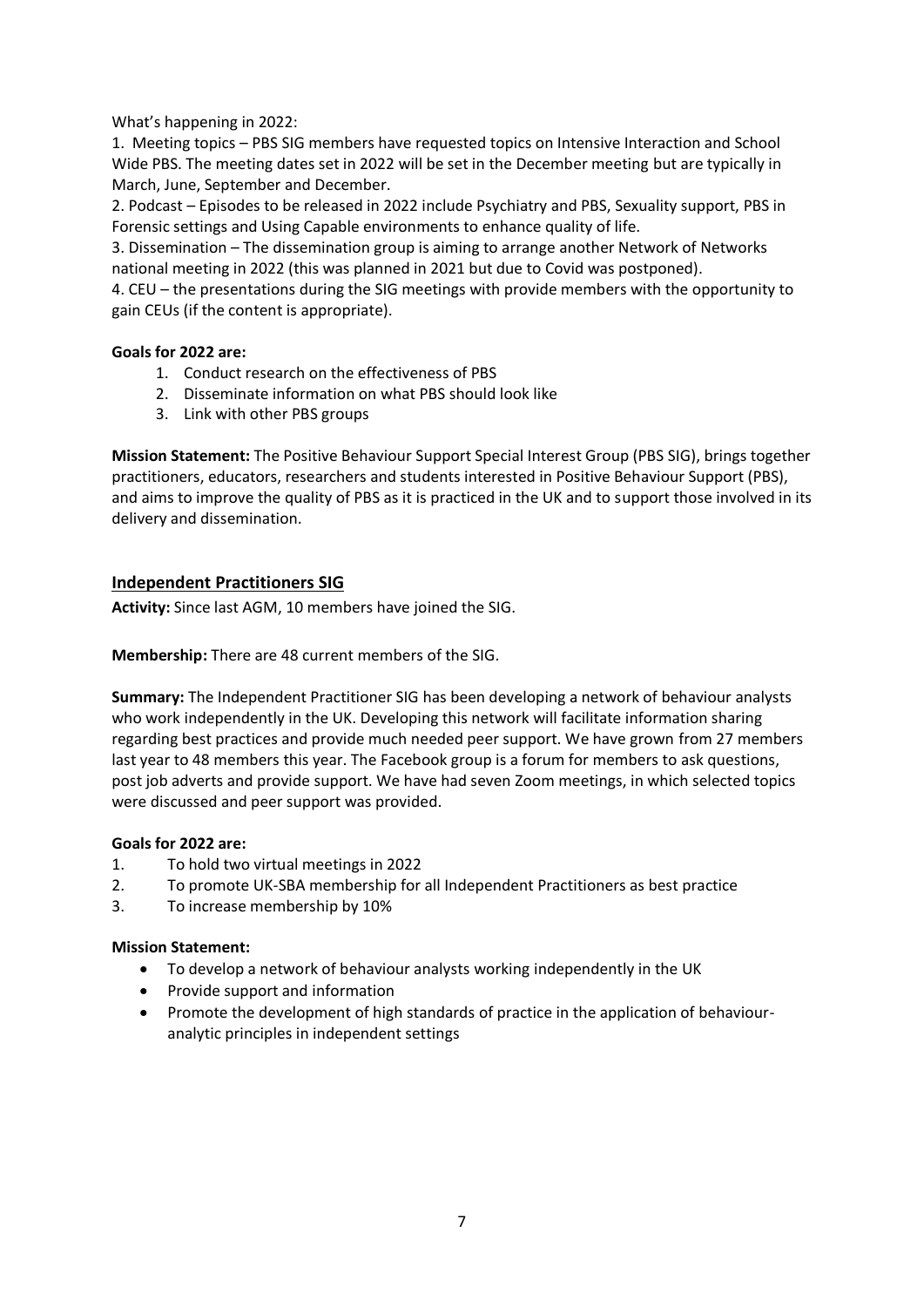What's happening in 2022:

1. Meeting topics – PBS SIG members have requested topics on Intensive Interaction and School Wide PBS. The meeting dates set in 2022 will be set in the December meeting but are typically in March, June, September and December.
2. Podcast – Episodes to be released in 2022 include Psychiatry and PBS, Sexuality support, PBS in Forensic settings and Using Capable environments to enhance quality of life.
3. Dissemination – The dissemination group is aiming to arrange another Network of Networks national meeting in 2022 (this was planned in 2021 but due to Covid was postponed).
4. CEU – the presentations during the SIG meetings with provide members with the opportunity to gain CEUs (if the content is appropriate).

**Goals for 2022 are:**

1. Conduct research on the effectiveness of PBS
2. Disseminate information on what PBS should look like
3. Link with other PBS groups

**Mission Statement:** The Positive Behaviour Support Special Interest Group (PBS SIG), brings together practitioners, educators, researchers and students interested in Positive Behaviour Support (PBS), and aims to improve the quality of PBS as it is practiced in the UK and to support those involved in its delivery and dissemination.

## Independent Practitioners SIG

**Activity:** Since last AGM, 10 members have joined the SIG.

**Membership:** There are 48 current members of the SIG.

**Summary:** The Independent Practitioner SIG has been developing a network of behaviour analysts who work independently in the UK. Developing this network will facilitate information sharing regarding best practices and provide much needed peer support. We have grown from 27 members last year to 48 members this year. The Facebook group is a forum for members to ask questions, post job adverts and provide support. We have had seven Zoom meetings, in which selected topics were discussed and peer support was provided.

**Goals for 2022 are:**

1. To hold two virtual meetings in 2022
2. To promote UK-SBA membership for all Independent Practitioners as best practice
3. To increase membership by 10%

**Mission Statement:**

- To develop a network of behaviour analysts working independently in the UK
- Provide support and information
- Promote the development of high standards of practice in the application of behaviour-analytic principles in independent settings